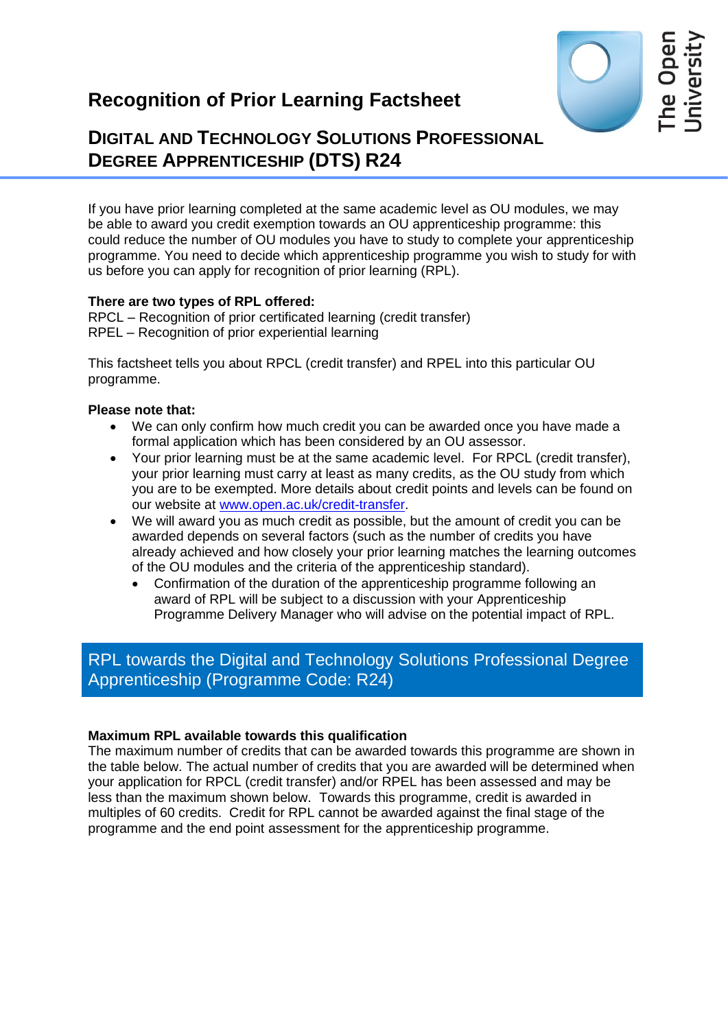# Recognition of Prior Learning Factsheet

## DIGITAL AND TECHNOLOGY SOLUTIONS PROFESSIONAL DEGREE APPRENTICESHIP (DTS) R24

If you have prior learning completed at the same academic level as OU modules, we may be able to award you credit exemption towards an OU apprenticeship programme: this could reduce the number of OU modules you have to study to complete your apprenticeship programme. You need to decide which apprenticeship programme you wish to study for with us before you can apply for recognition of prior learning (RPL).

**There are two types of RPL offered:**
RPCL – Recognition of prior certificated learning (credit transfer)
RPEL – Recognition of prior experiential learning

This factsheet tells you about RPCL (credit transfer) and RPEL into this particular OU programme.

**Please note that:**

- We can only confirm how much credit you can be awarded once you have made a formal application which has been considered by an OU assessor.
- Your prior learning must be at the same academic level. For RPCL (credit transfer), your prior learning must carry at least as many credits, as the OU study from which you are to be exempted. More details about credit points and levels can be found on our website at [www.open.ac.uk/credit-transfer](http://www.open.ac.uk/credit-transfer).
- We will award you as much credit as possible, but the amount of credit you can be awarded depends on several factors (such as the number of credits you have already achieved and how closely your prior learning matches the learning outcomes of the OU modules and the criteria of the apprenticeship standard).
    - Confirmation of the duration of the apprenticeship programme following an award of RPL will be subject to a discussion with your Apprenticeship Programme Delivery Manager who will advise on the potential impact of RPL.

## RPL towards the Digital and Technology Solutions Professional Degree Apprenticeship (Programme Code: R24)

**Maximum RPL available towards this qualification**
The maximum number of credits that can be awarded towards this programme are shown in the table below. The actual number of credits that you are awarded will be determined when your application for RPCL (credit transfer) and/or RPEL has been assessed and may be less than the maximum shown below. Towards this programme, credit is awarded in multiples of 60 credits. Credit for RPL cannot be awarded against the final stage of the programme and the end point assessment for the apprenticeship programme.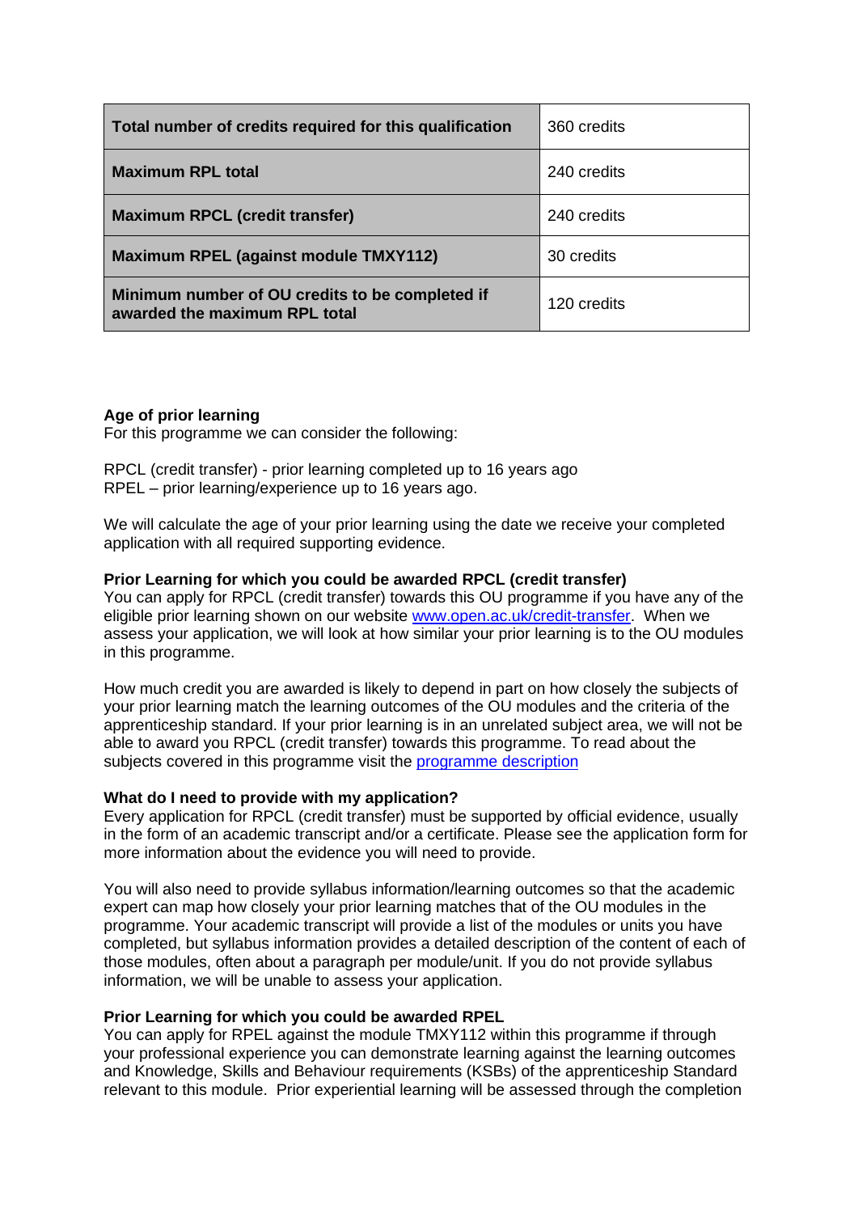| Total number of credits required for this qualification | 360 credits |
| --- | --- |
| **Maximum RPL total** | 240 credits |
| **Maximum RPCL (credit transfer)** | 240 credits |
| **Maximum RPEL (against module TMXY112)** | 30 credits |
| **Minimum number of OU credits to be completed if awarded the maximum RPL total** | 120 credits |

**Age of prior learning**
For this programme we can consider the following:

RPCL (credit transfer) - prior learning completed up to 16 years ago
RPEL – prior learning/experience up to 16 years ago.

We will calculate the age of your prior learning using the date we receive your completed application with all required supporting evidence.

**Prior Learning for which you could be awarded RPCL (credit transfer)**
You can apply for RPCL (credit transfer) towards this OU programme if you have any of the eligible prior learning shown on our website [www.open.ac.uk/credit-transfer](www.open.ac.uk/credit-transfer). When we assess your application, we will look at how similar your prior learning is to the OU modules in this programme.

How much credit you are awarded is likely to depend in part on how closely the subjects of your prior learning match the learning outcomes of the OU modules and the criteria of the apprenticeship standard. If your prior learning is in an unrelated subject area, we will not be able to award you RPCL (credit transfer) towards this programme. To read about the subjects covered in this programme visit the programme description

**What do I need to provide with my application?**
Every application for RPCL (credit transfer) must be supported by official evidence, usually in the form of an academic transcript and/or a certificate. Please see the application form for more information about the evidence you will need to provide.

You will also need to provide syllabus information/learning outcomes so that the academic expert can map how closely your prior learning matches that of the OU modules in the programme. Your academic transcript will provide a list of the modules or units you have completed, but syllabus information provides a detailed description of the content of each of those modules, often about a paragraph per module/unit. If you do not provide syllabus information, we will be unable to assess your application.

**Prior Learning for which you could be awarded RPEL**
You can apply for RPEL against the module TMXY112 within this programme if through your professional experience you can demonstrate learning against the learning outcomes and Knowledge, Skills and Behaviour requirements (KSBs) of the apprenticeship Standard relevant to this module. Prior experiential learning will be assessed through the completion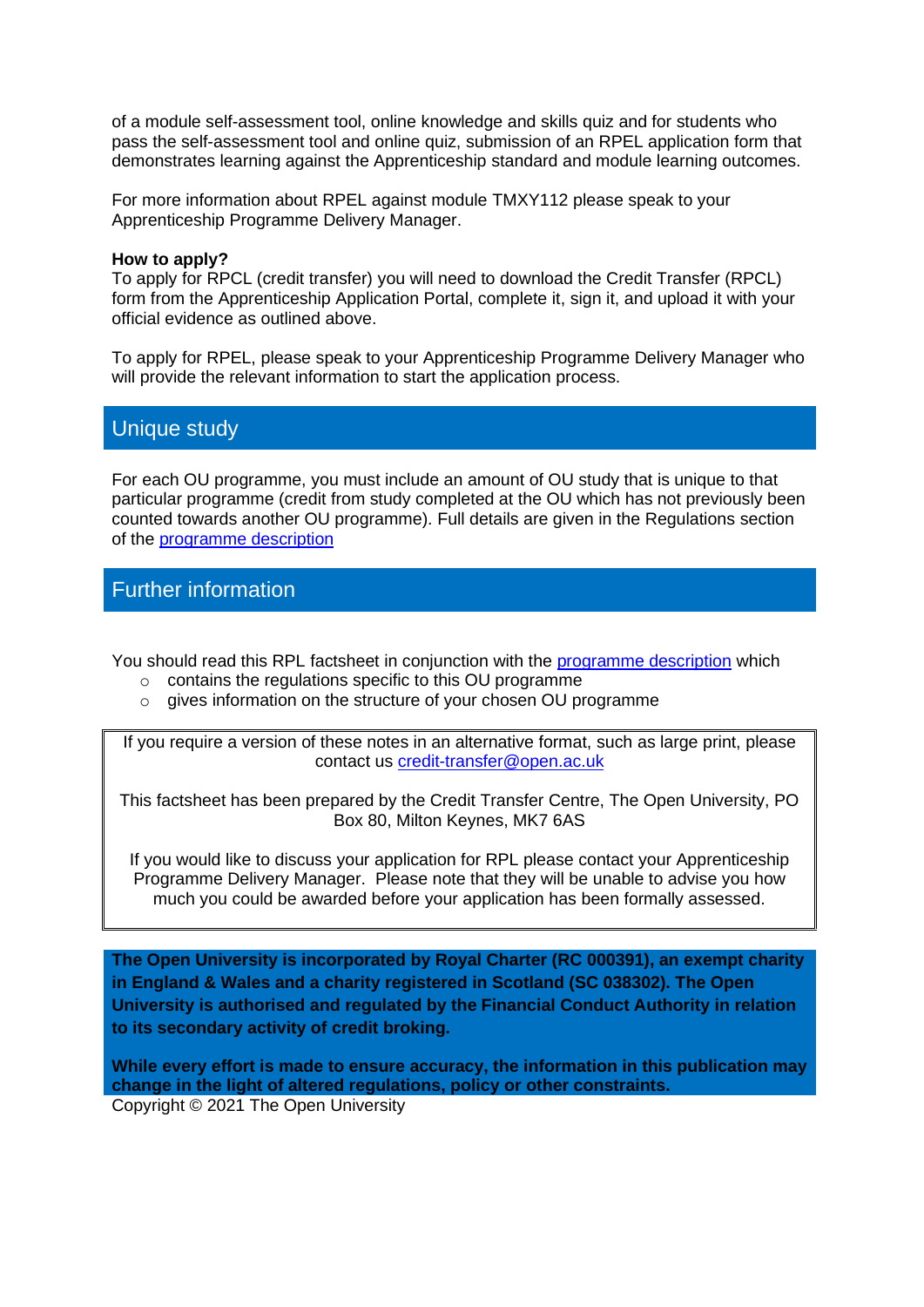of a module self-assessment tool, online knowledge and skills quiz and for students who pass the self-assessment tool and online quiz, submission of an RPEL application form that demonstrates learning against the Apprenticeship standard and module learning outcomes.

For more information about RPEL against module TMXY112 please speak to your Apprenticeship Programme Delivery Manager.

**How to apply?**
To apply for RPCL (credit transfer) you will need to download the Credit Transfer (RPCL) form from the Apprenticeship Application Portal, complete it, sign it, and upload it with your official evidence as outlined above.

To apply for RPEL, please speak to your Apprenticeship Programme Delivery Manager who will provide the relevant information to start the application process.

## Unique study

For each OU programme, you must include an amount of OU study that is unique to that particular programme (credit from study completed at the OU which has not previously been counted towards another OU programme). Full details are given in the Regulations section of the programme description

## Further information

You should read this RPL factsheet in conjunction with the programme description which

- contains the regulations specific to this OU programme
- gives information on the structure of your chosen OU programme

If you require a version of these notes in an alternative format, such as large print, please contact us credit-transfer@open.ac.uk

This factsheet has been prepared by the Credit Transfer Centre, The Open University, PO Box 80, Milton Keynes, MK7 6AS

If you would like to discuss your application for RPL please contact your Apprenticeship Programme Delivery Manager. Please note that they will be unable to advise you how much you could be awarded before your application has been formally assessed.

**The Open University is incorporated by Royal Charter (RC 000391), an exempt charity in England & Wales and a charity registered in Scotland (SC 038302). The Open University is authorised and regulated by the Financial Conduct Authority in relation to its secondary activity of credit broking.**

**While every effort is made to ensure accuracy, the information in this publication may change in the light of altered regulations, policy or other constraints.**

Copyright © 2021 The Open University